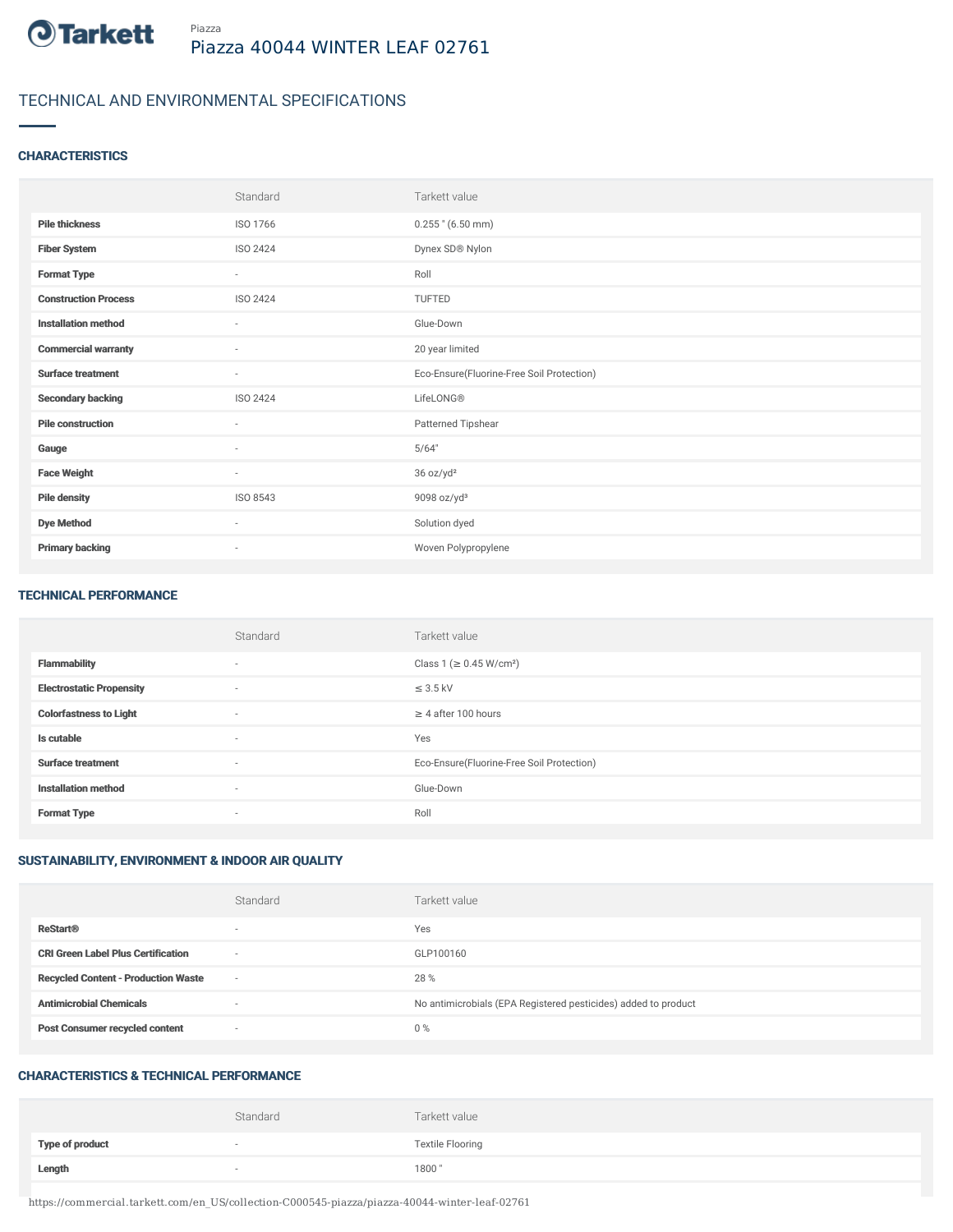Piazza

# Piazza 40044 WINTER LEAF 02761

## TECHNICAL AND ENVIRONMENTAL SPECIFICATIONS

### CHARACTERISTICS

| | Standard | Tarkett value |
|---|---|---|
| **Pile thickness** | ISO 1766 | 0.255 " (6.50 mm) |
| **Fiber System** | ISO 2424 | Dynex SD® Nylon |
| **Format Type** | - | Roll |
| **Construction Process** | ISO 2424 | TUFTED |
| **Installation method** | - | Glue-Down |
| **Commercial warranty** | - | 20 year limited |
| **Surface treatment** | - | Eco-Ensure(Fluorine-Free Soil Protection) |
| **Secondary backing** | ISO 2424 | LifeLONG® |
| **Pile construction** | - | Patterned Tipshear |
| **Gauge** | - | 5/64" |
| **Face Weight** | - | 36 oz/yd² |
| **Pile density** | ISO 8543 | 9098 oz/yd³ |
| **Dye Method** | - | Solution dyed |
| **Primary backing** | - | Woven Polypropylene |

### TECHNICAL PERFORMANCE

| | Standard | Tarkett value |
|---|---|---|
| **Flammability** | - | Class 1 (≥ 0.45 W/cm²) |
| **Electrostatic Propensity** | - | ≤ 3.5 kV |
| **Colorfastness to Light** | - | ≥ 4 after 100 hours |
| **Is cutable** | - | Yes |
| **Surface treatment** | - | Eco-Ensure(Fluorine-Free Soil Protection) |
| **Installation method** | - | Glue-Down |
| **Format Type** | - | Roll |

### SUSTAINABILITY, ENVIRONMENT & INDOOR AIR QUALITY

| | Standard | Tarkett value |
|---|---|---|
| **ReStart®** | - | Yes |
| **CRI Green Label Plus Certification** | - | GLP100160 |
| **Recycled Content - Production Waste** | - | 28 % |
| **Antimicrobial Chemicals** | - | No antimicrobials (EPA Registered pesticides) added to product |
| **Post Consumer recycled content** | - | 0 % |

### CHARACTERISTICS & TECHNICAL PERFORMANCE

| | Standard | Tarkett value |
|---|---|---|
| **Type of product** | - | Textile Flooring |
| **Length** | - | 1800 " |

https://commercial.tarkett.com/en_US/collection-C000545-piazza/piazza-40044-winter-leaf-02761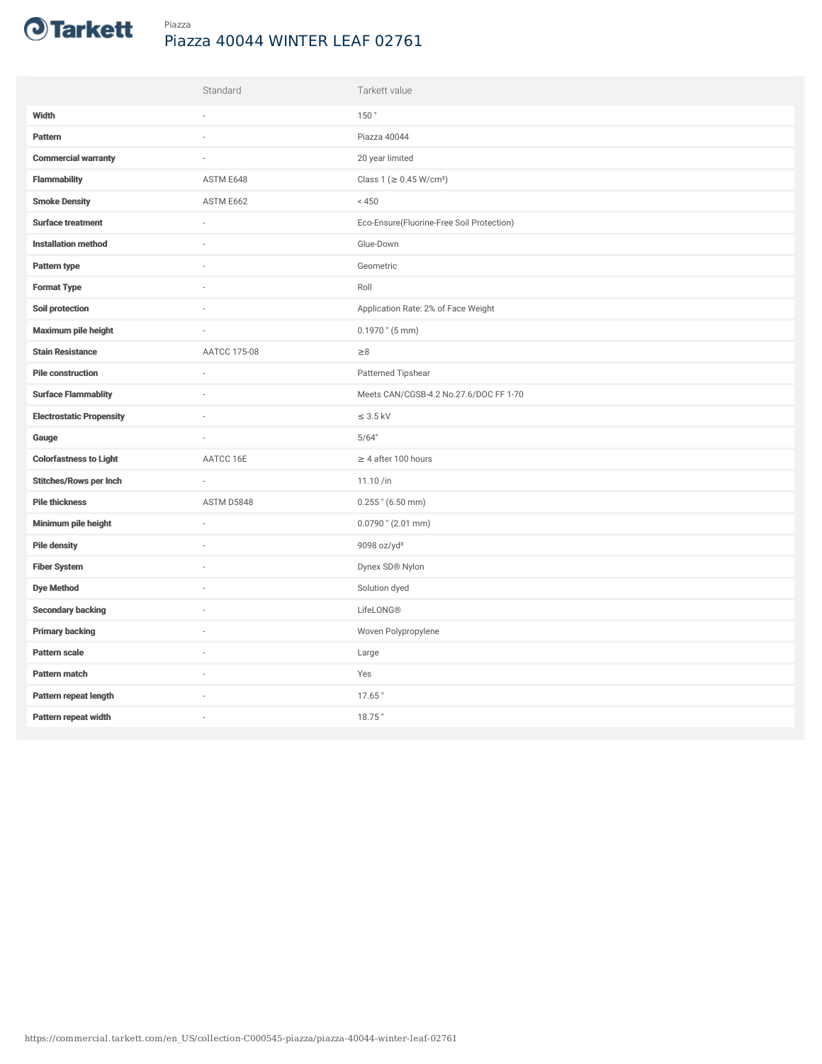Piazza

# Piazza 40044 WINTER LEAF 02761

| | Standard | Tarkett value |
|---|---|---|
| **Width** | - | 150 " |
| **Pattern** | - | Piazza 40044 |
| **Commercial warranty** | - | 20 year limited |
| **Flammability** | ASTM E648 | Class 1 (≥ 0.45 W/cm²) |
| **Smoke Density** | ASTM E662 | < 450 |
| **Surface treatment** | - | Eco-Ensure(Fluorine-Free Soil Protection) |
| **Installation method** | - | Glue-Down |
| **Pattern type** | - | Geometric |
| **Format Type** | - | Roll |
| **Soil protection** | - | Application Rate: 2% of Face Weight |
| **Maximum pile height** | - | 0.1970 " (5 mm) |
| **Stain Resistance** | AATCC 175-08 | ≥8 |
| **Pile construction** | - | Patterned Tipshear |
| **Surface Flammablity** | - | Meets CAN/CGSB-4.2 No.27.6/DOC FF 1-70 |
| **Electrostatic Propensity** | - | ≤ 3.5 kV |
| **Gauge** | - | 5/64" |
| **Colorfastness to Light** | AATCC 16E | ≥ 4 after 100 hours |
| **Stitches/Rows per Inch** | - | 11.10 /in |
| **Pile thickness** | ASTM D5848 | 0.255 " (6.50 mm) |
| **Minimum pile height** | - | 0.0790 " (2.01 mm) |
| **Pile density** | - | 9098 oz/yd³ |
| **Fiber System** | - | Dynex SD® Nylon |
| **Dye Method** | - | Solution dyed |
| **Secondary backing** | - | LifeLONG® |
| **Primary backing** | - | Woven Polypropylene |
| **Pattern scale** | - | Large |
| **Pattern match** | - | Yes |
| **Pattern repeat length** | - | 17.65 " |
| **Pattern repeat width** | - | 18.75 " |

https://commercial.tarkett.com/en_US/collection-C000545-piazza/piazza-40044-winter-leaf-02761